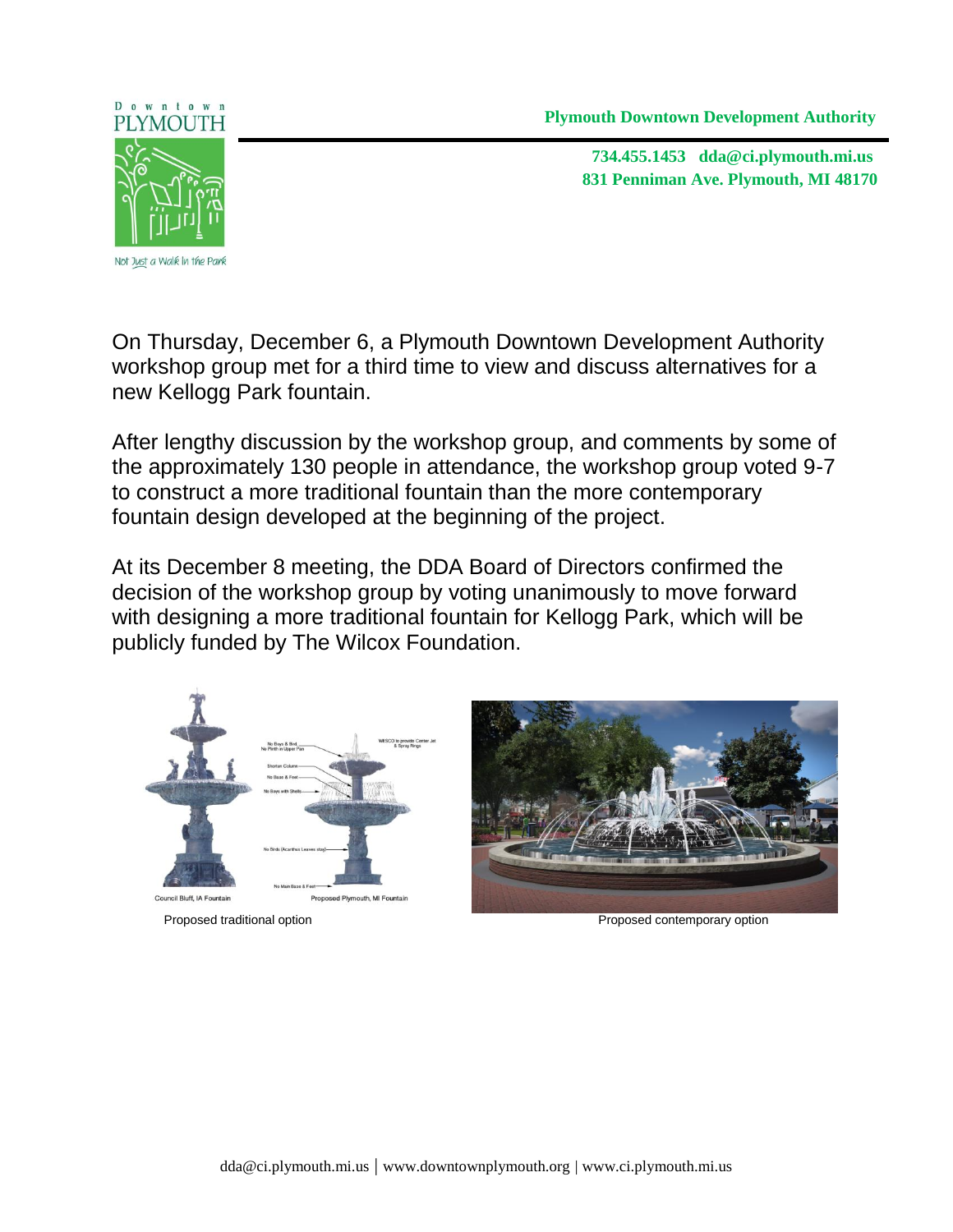**Plymouth Downtown Development Authority**

**734.455.1453 dda@ci.plymouth.mi.us**
**831 Penniman Ave. Plymouth, MI 48170**

On Thursday, December 6, a Plymouth Downtown Development Authority workshop group met for a third time to view and discuss alternatives for a new Kellogg Park fountain.

After lengthy discussion by the workshop group, and comments by some of the approximately 130 people in attendance, the workshop group voted 9-7 to construct a more traditional fountain than the more contemporary fountain design developed at the beginning of the project.

At its December 8 meeting, the DDA Board of Directors confirmed the decision of the workshop group by voting unanimously to move forward with designing a more traditional fountain for Kellogg Park, which will be publicly funded by The Wilcox Foundation.

Proposed traditional option

Proposed contemporary option

dda@ci.plymouth.mi.us | www.downtownplymouth.org | www.ci.plymouth.mi.us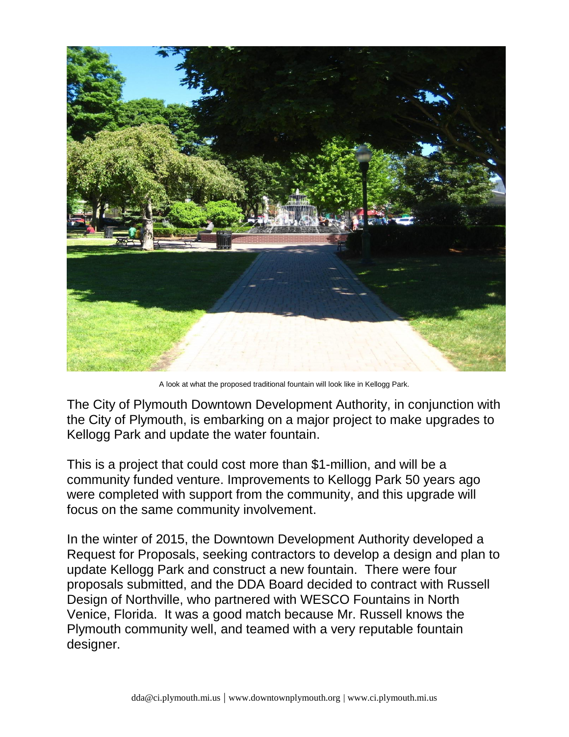A look at what the proposed traditional fountain will look like in Kellogg Park.

The City of Plymouth Downtown Development Authority, in conjunction with the City of Plymouth, is embarking on a major project to make upgrades to Kellogg Park and update the water fountain.

This is a project that could cost more than $1-million, and will be a community funded venture. Improvements to Kellogg Park 50 years ago were completed with support from the community, and this upgrade will focus on the same community involvement.

In the winter of 2015, the Downtown Development Authority developed a Request for Proposals, seeking contractors to develop a design and plan to update Kellogg Park and construct a new fountain. There were four proposals submitted, and the DDA Board decided to contract with Russell Design of Northville, who partnered with WESCO Fountains in North Venice, Florida. It was a good match because Mr. Russell knows the Plymouth community well, and teamed with a very reputable fountain designer.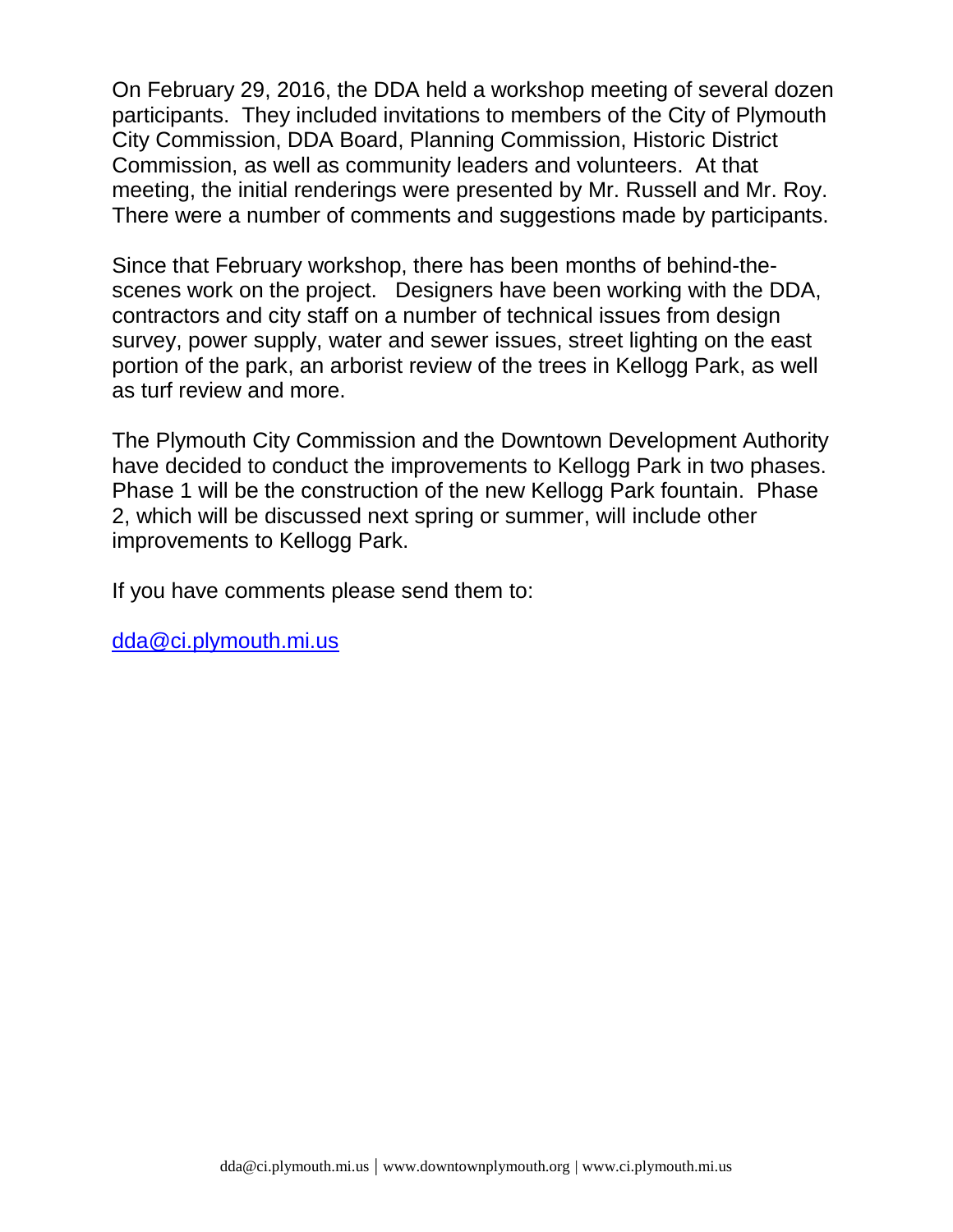On February 29, 2016, the DDA held a workshop meeting of several dozen participants. They included invitations to members of the City of Plymouth City Commission, DDA Board, Planning Commission, Historic District Commission, as well as community leaders and volunteers. At that meeting, the initial renderings were presented by Mr. Russell and Mr. Roy. There were a number of comments and suggestions made by participants.

Since that February workshop, there has been months of behind-the-scenes work on the project. Designers have been working with the DDA, contractors and city staff on a number of technical issues from design survey, power supply, water and sewer issues, street lighting on the east portion of the park, an arborist review of the trees in Kellogg Park, as well as turf review and more.

The Plymouth City Commission and the Downtown Development Authority have decided to conduct the improvements to Kellogg Park in two phases. Phase 1 will be the construction of the new Kellogg Park fountain. Phase 2, which will be discussed next spring or summer, will include other improvements to Kellogg Park.

If you have comments please send them to:

dda@ci.plymouth.mi.us